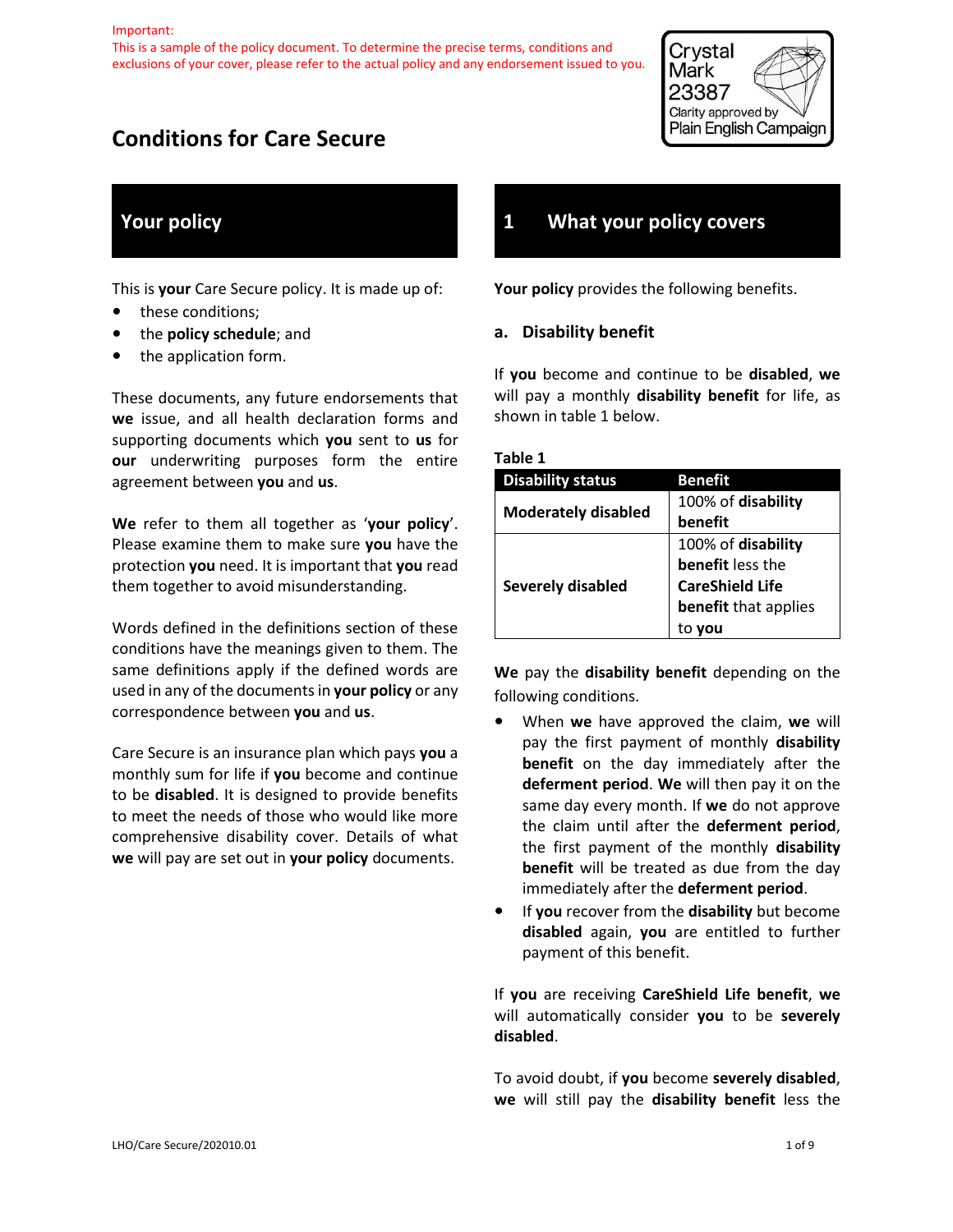Important:
This is a sample of the policy document. To determine the precise terms, conditions and exclusions of your cover, please refer to the actual policy and any endorsement issued to you.

Crystal Mark 23387
Clarity approved by Plain English Campaign

# Conditions for Care Secure

## Your policy

This is **your** Care Secure policy. It is made up of:

- these conditions;
- the **policy schedule**; and
- the application form.

These documents, any future endorsements that **we** issue, and all health declaration forms and supporting documents which **you** sent to **us** for **our** underwriting purposes form the entire agreement between **you** and **us**.

**We** refer to them all together as '**your policy**'. Please examine them to make sure **you** have the protection **you** need. It is important that **you** read them together to avoid misunderstanding.

Words defined in the definitions section of these conditions have the meanings given to them. The same definitions apply if the defined words are used in any of the documents in **your policy** or any correspondence between **you** and **us**.

Care Secure is an insurance plan which pays **you** a monthly sum for life if **you** become and continue to be **disabled**. It is designed to provide benefits to meet the needs of those who would like more comprehensive disability cover. Details of what **we** will pay are set out in **your policy** documents.

## 1 What your policy covers

**Your policy** provides the following benefits.

### a. Disability benefit

If **you** become and continue to be **disabled**, **we** will pay a monthly **disability benefit** for life, as shown in table 1 below.

**Table 1**

| Disability status | Benefit |
|---|---|
| **Moderately disabled** | 100% of **disability benefit** |
| **Severely disabled** | 100% of **disability benefit** less the **CareShield Life benefit** that applies to **you** |

**We** pay the **disability benefit** depending on the following conditions.

- When **we** have approved the claim, **we** will pay the first payment of monthly **disability benefit** on the day immediately after the **deferment period**. **We** will then pay it on the same day every month. If **we** do not approve the claim until after the **deferment period**, the first payment of the monthly **disability benefit** will be treated as due from the day immediately after the **deferment period**.
- If **you** recover from the **disability** but become **disabled** again, **you** are entitled to further payment of this benefit.

If **you** are receiving **CareShield Life benefit**, **we** will automatically consider **you** to be **severely disabled**.

To avoid doubt, if **you** become **severely disabled**, **we** will still pay the **disability benefit** less the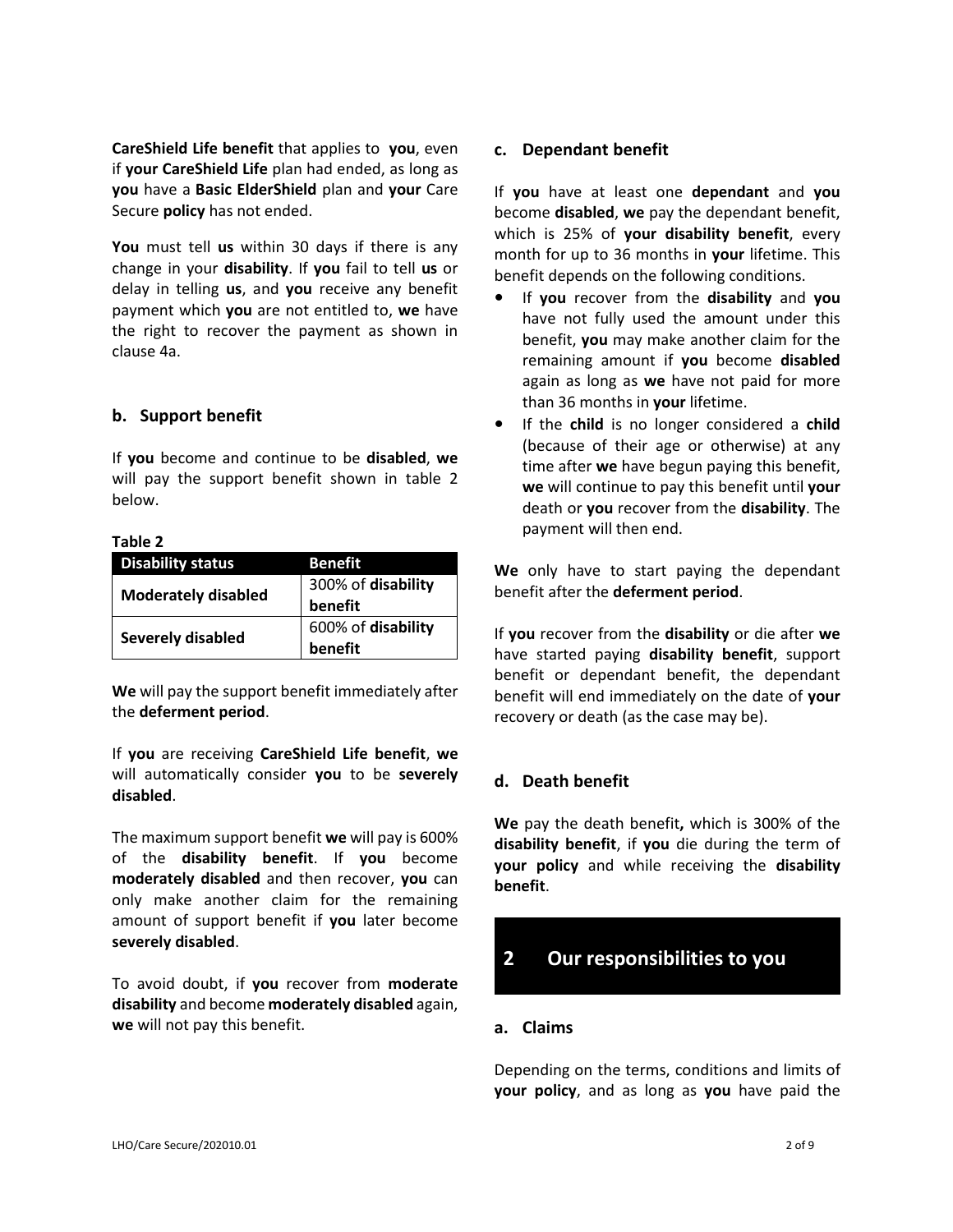**CareShield Life benefit** that applies to **you**, even if **your CareShield Life** plan had ended, as long as **you** have a **Basic ElderShield** plan and **your** Care Secure **policy** has not ended.

**You** must tell **us** within 30 days if there is any change in your **disability**. If **you** fail to tell **us** or delay in telling **us**, and **you** receive any benefit payment which **you** are not entitled to, **we** have the right to recover the payment as shown in clause 4a.

### b. Support benefit

If **you** become and continue to be **disabled**, **we** will pay the support benefit shown in table 2 below.

**Table 2**

| Disability status | Benefit |
| --- | --- |
| **Moderately disabled** | 300% of **disability benefit** |
| **Severely disabled** | 600% of **disability benefit** |

**We** will pay the support benefit immediately after the **deferment period**.

If **you** are receiving **CareShield Life benefit**, **we** will automatically consider **you** to be **severely disabled**.

The maximum support benefit **we** will pay is 600% of the **disability benefit**. If **you** become **moderately disabled** and then recover, **you** can only make another claim for the remaining amount of support benefit if **you** later become **severely disabled**.

To avoid doubt, if **you** recover from **moderate disability** and become **moderately disabled** again, **we** will not pay this benefit.

### c. Dependant benefit

If **you** have at least one **dependant** and **you** become **disabled**, **we** pay the dependant benefit, which is 25% of **your disability benefit**, every month for up to 36 months in **your** lifetime. This benefit depends on the following conditions.

- If **you** recover from the **disability** and **you** have not fully used the amount under this benefit, **you** may make another claim for the remaining amount if **you** become **disabled** again as long as **we** have not paid for more than 36 months in **your** lifetime.
- If the **child** is no longer considered a **child** (because of their age or otherwise) at any time after **we** have begun paying this benefit, **we** will continue to pay this benefit until **your** death or **you** recover from the **disability**. The payment will then end.

**We** only have to start paying the dependant benefit after the **deferment period**.

If **you** recover from the **disability** or die after **we** have started paying **disability benefit**, support benefit or dependant benefit, the dependant benefit will end immediately on the date of **your** recovery or death (as the case may be).

### d. Death benefit

**We** pay the death benefit**,** which is 300% of the **disability benefit**, if **you** die during the term of **your policy** and while receiving the **disability benefit**.

## 2 Our responsibilities to you

### a. Claims

Depending on the terms, conditions and limits of **your policy**, and as long as **you** have paid the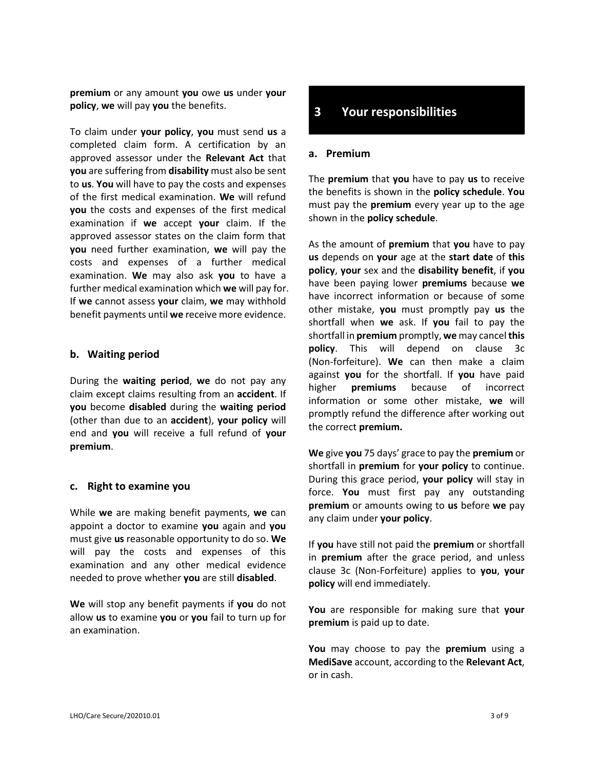**premium** or any amount **you** owe **us** under **your policy**, **we** will pay **you** the benefits.

To claim under **your policy**, **you** must send **us** a completed claim form. A certification by an approved assessor under the **Relevant Act** that **you** are suffering from **disability** must also be sent to **us**. **You** will have to pay the costs and expenses of the first medical examination. **We** will refund **you** the costs and expenses of the first medical examination if **we** accept **your** claim. If the approved assessor states on the claim form that **you** need further examination, **we** will pay the costs and expenses of a further medical examination. **We** may also ask **you** to have a further medical examination which **we** will pay for. If **we** cannot assess **your** claim, **we** may withhold benefit payments until **we** receive more evidence.

### b. Waiting period

During the **waiting period**, **we** do not pay any claim except claims resulting from an **accident**. If **you** become **disabled** during the **waiting period** (other than due to an **accident**), **your policy** will end and **you** will receive a full refund of **your premium**.

### c. Right to examine you

While **we** are making benefit payments, **we** can appoint a doctor to examine **you** again and **you** must give **us** reasonable opportunity to do so. **We** will pay the costs and expenses of this examination and any other medical evidence needed to prove whether **you** are still **disabled**.

**We** will stop any benefit payments if **you** do not allow **us** to examine **you** or **you** fail to turn up for an examination.

## 3 Your responsibilities

### a. Premium

The **premium** that **you** have to pay **us** to receive the benefits is shown in the **policy schedule**. **You** must pay the **premium** every year up to the age shown in the **policy schedule**.

As the amount of **premium** that **you** have to pay **us** depends on **your** age at the **start date** of **this policy**, **your** sex and the **disability benefit**, if **you** have been paying lower **premiums** because **we** have incorrect information or because of some other mistake, **you** must promptly pay **us** the shortfall when **we** ask. If **you** fail to pay the shortfall in **premium** promptly, **we** may cancel **this policy**. This will depend on clause 3c (Non-forfeiture). **We** can then make a claim against **you** for the shortfall. If **you** have paid higher **premiums** because of incorrect information or some other mistake, **we** will promptly refund the difference after working out the correct **premium.**

**We** give **you** 75 days' grace to pay the **premium** or shortfall in **premium** for **your policy** to continue. During this grace period, **your policy** will stay in force. **You** must first pay any outstanding **premium** or amounts owing to **us** before **we** pay any claim under **your policy**.

If **you** have still not paid the **premium** or shortfall in **premium** after the grace period, and unless clause 3c (Non-Forfeiture) applies to **you**, **your policy** will end immediately.

**You** are responsible for making sure that **your premium** is paid up to date.

**You** may choose to pay the **premium** using a **MediSave** account, according to the **Relevant Act**, or in cash.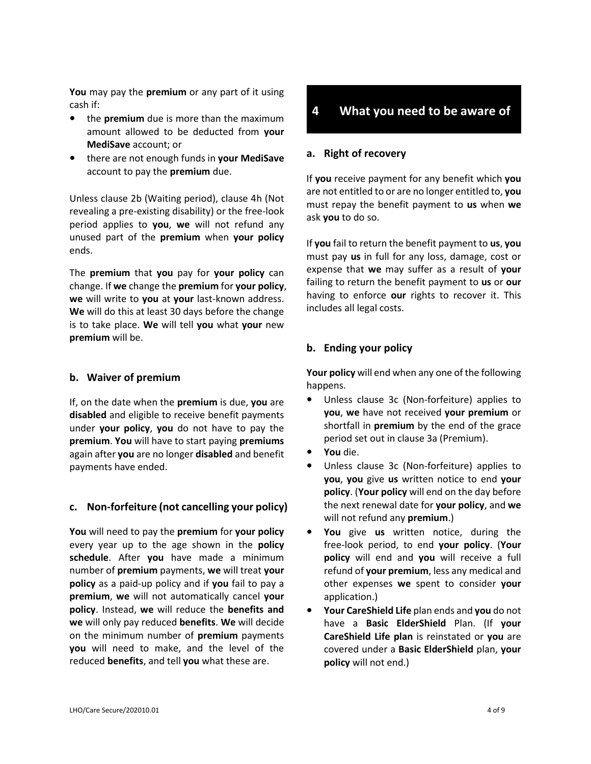**You** may pay the **premium** or any part of it using cash if:

- the **premium** due is more than the maximum amount allowed to be deducted from **your MediSave** account; or
- there are not enough funds in **your MediSave** account to pay the **premium** due.

Unless clause 2b (Waiting period), clause 4h (Not revealing a pre-existing disability) or the free-look period applies to **you**, **we** will not refund any unused part of the **premium** when **your policy** ends.

The **premium** that **you** pay for **your policy** can change. If **we** change the **premium** for **your policy**, **we** will write to **you** at **your** last-known address. **We** will do this at least 30 days before the change is to take place. **We** will tell **you** what **your** new **premium** will be.

### b. Waiver of premium

If, on the date when the **premium** is due, **you** are **disabled** and eligible to receive benefit payments under **your policy**, **you** do not have to pay the **premium**. **You** will have to start paying **premiums** again after **you** are no longer **disabled** and benefit payments have ended.

### c. Non-forfeiture (not cancelling your policy)

**You** will need to pay the **premium** for **your policy** every year up to the age shown in the **policy schedule**. After **you** have made a minimum number of **premium** payments, **we** will treat **your policy** as a paid-up policy and if **you** fail to pay a **premium**, **we** will not automatically cancel **your policy**. Instead, **we** will reduce the **benefits and we** will only pay reduced **benefits**. **We** will decide on the minimum number of **premium** payments **you** will need to make, and the level of the reduced **benefits**, and tell **you** what these are.

## 4 What you need to be aware of

### a. Right of recovery

If **you** receive payment for any benefit which **you** are not entitled to or are no longer entitled to, **you** must repay the benefit payment to **us** when **we** ask **you** to do so.

If **you** fail to return the benefit payment to **us**, **you** must pay **us** in full for any loss, damage, cost or expense that **we** may suffer as a result of **your** failing to return the benefit payment to **us** or **our** having to enforce **our** rights to recover it. This includes all legal costs.

### b. Ending your policy

**Your policy** will end when any one of the following happens.

- Unless clause 3c (Non-forfeiture) applies to **you**, **we** have not received **your premium** or shortfall in **premium** by the end of the grace period set out in clause 3a (Premium).
- **You** die.
- Unless clause 3c (Non-forfeiture) applies to **you**, **you** give **us** written notice to end **your policy**. (**Your policy** will end on the day before the next renewal date for **your policy**, and **we** will not refund any **premium**.)
- **You** give **us** written notice, during the free-look period, to end **your policy**. (**Your policy** will end and **you** will receive a full refund of **your premium**, less any medical and other expenses **we** spent to consider **your** application.)
- **Your CareShield Life** plan ends and **you** do not have a **Basic ElderShield** Plan. (If **your CareShield Life plan** is reinstated or **you** are covered under a **Basic ElderShield** plan, **your policy** will not end.)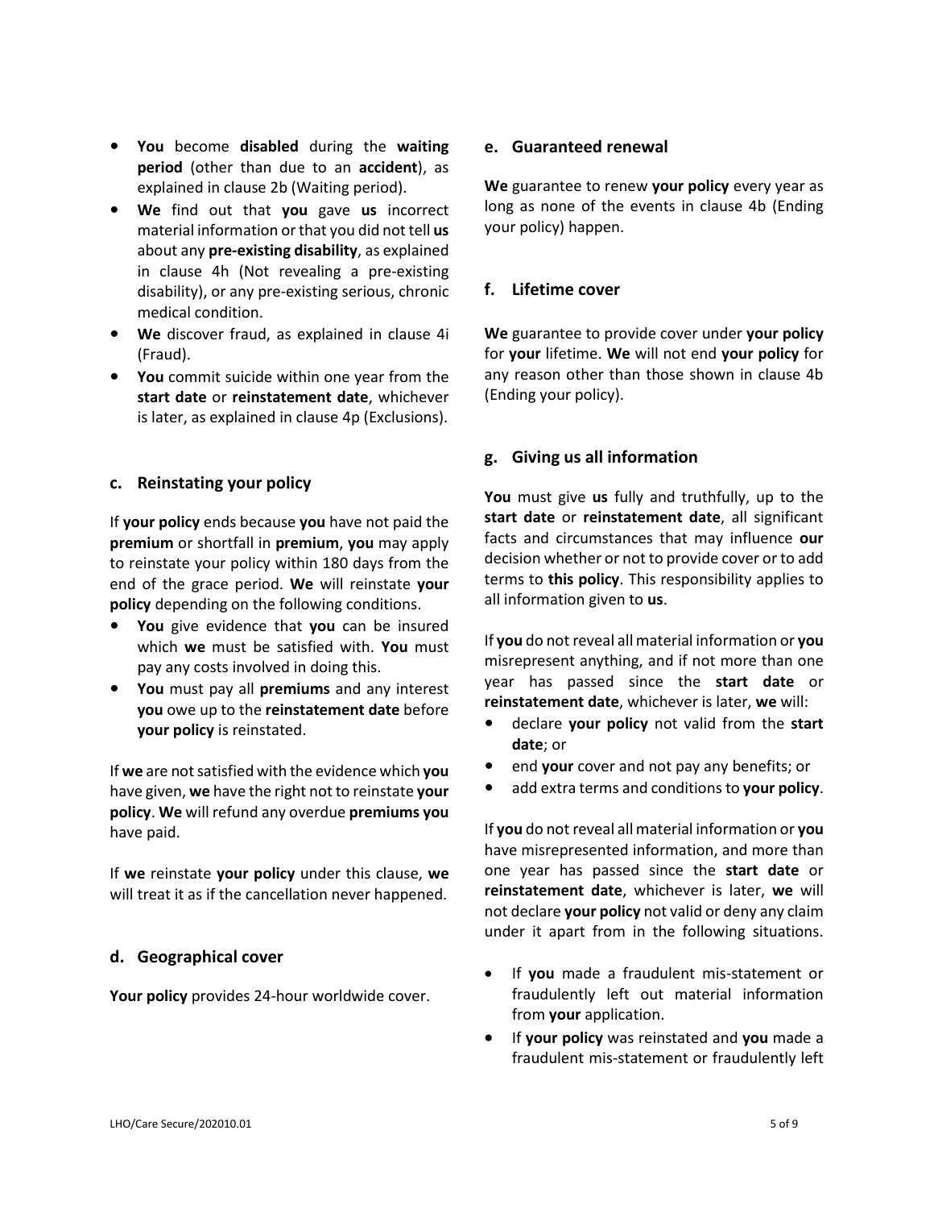- **You** become **disabled** during the **waiting period** (other than due to an **accident**), as explained in clause 2b (Waiting period).
- **We** find out that **you** gave **us** incorrect material information or that you did not tell **us** about any **pre-existing disability**, as explained in clause 4h (Not revealing a pre-existing disability), or any pre-existing serious, chronic medical condition.
- **We** discover fraud, as explained in clause 4i (Fraud).
- **You** commit suicide within one year from the **start date** or **reinstatement date**, whichever is later, as explained in clause 4p (Exclusions).

### c. Reinstating your policy

If **your policy** ends because **you** have not paid the **premium** or shortfall in **premium**, **you** may apply to reinstate your policy within 180 days from the end of the grace period. **We** will reinstate **your policy** depending on the following conditions.

- **You** give evidence that **you** can be insured which **we** must be satisfied with. **You** must pay any costs involved in doing this.
- **You** must pay all **premiums** and any interest **you** owe up to the **reinstatement date** before **your policy** is reinstated.

If **we** are not satisfied with the evidence which **you** have given, **we** have the right not to reinstate **your policy**. **We** will refund any overdue **premiums you** have paid.

If **we** reinstate **your policy** under this clause, **we** will treat it as if the cancellation never happened.

### d. Geographical cover

**Your policy** provides 24-hour worldwide cover.

### e. Guaranteed renewal

**We** guarantee to renew **your policy** every year as long as none of the events in clause 4b (Ending your policy) happen.

### f. Lifetime cover

**We** guarantee to provide cover under **your policy** for **your** lifetime. **We** will not end **your policy** for any reason other than those shown in clause 4b (Ending your policy).

### g. Giving us all information

**You** must give **us** fully and truthfully, up to the **start date** or **reinstatement date**, all significant facts and circumstances that may influence **our** decision whether or not to provide cover or to add terms to **this policy**. This responsibility applies to all information given to **us**.

If **you** do not reveal all material information or **you** misrepresent anything, and if not more than one year has passed since the **start date** or **reinstatement date**, whichever is later, **we** will:

- declare **your policy** not valid from the **start date**; or
- end **your** cover and not pay any benefits; or
- add extra terms and conditions to **your policy**.

If **you** do not reveal all material information or **you** have misrepresented information, and more than one year has passed since the **start date** or **reinstatement date**, whichever is later, **we** will not declare **your policy** not valid or deny any claim under it apart from in the following situations.

- If **you** made a fraudulent mis-statement or fraudulently left out material information from **your** application.
- If **your policy** was reinstated and **you** made a fraudulent mis-statement or fraudulently left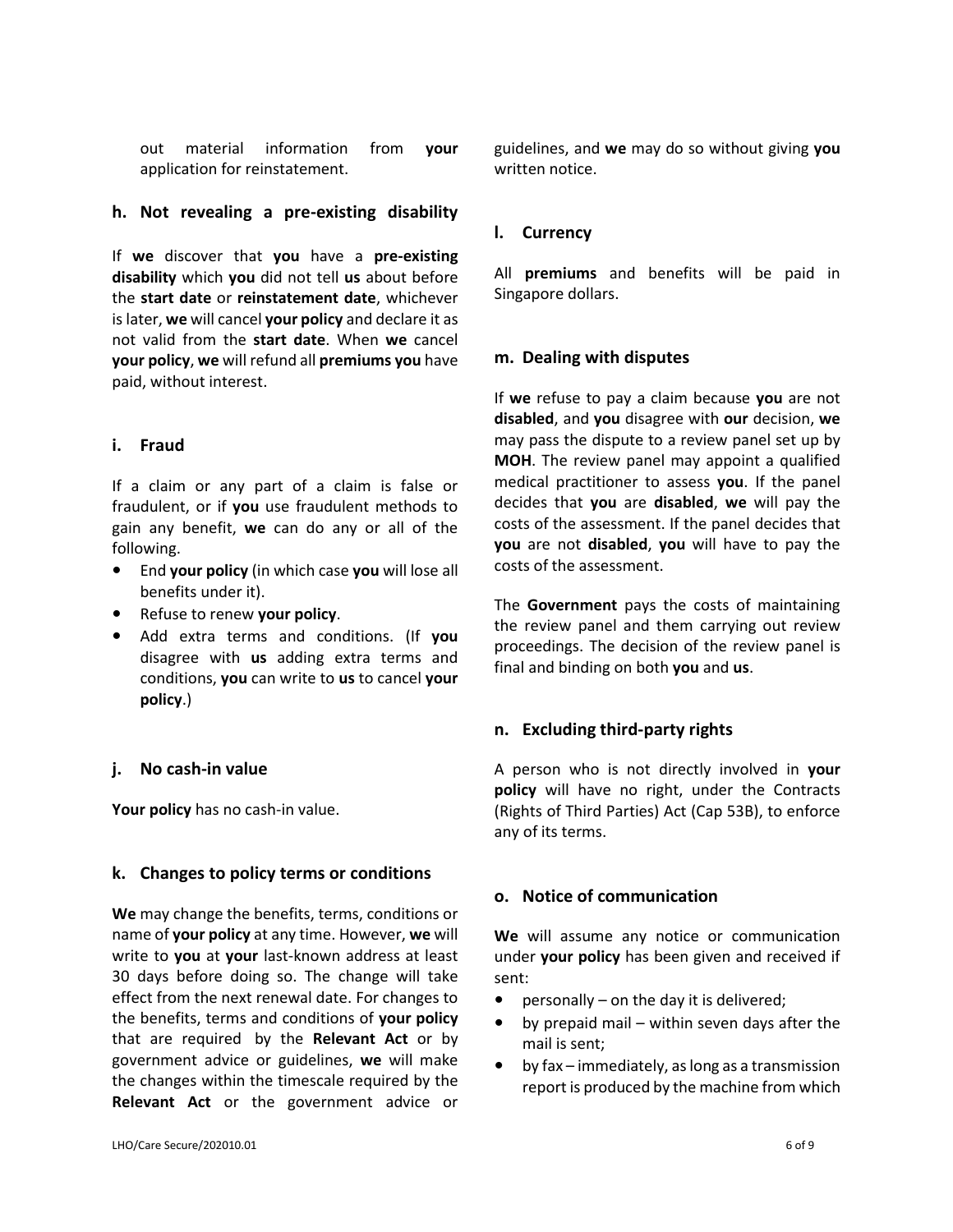out material information from **your** application for reinstatement.

### h. Not revealing a pre-existing disability

If **we** discover that **you** have a **pre-existing disability** which **you** did not tell **us** about before the **start date** or **reinstatement date**, whichever is later, **we** will cancel **your policy** and declare it as not valid from the **start date**. When **we** cancel **your policy**, **we** will refund all **premiums you** have paid, without interest.

### i. Fraud

If a claim or any part of a claim is false or fraudulent, or if **you** use fraudulent methods to gain any benefit, **we** can do any or all of the following.

- End **your policy** (in which case **you** will lose all benefits under it).
- Refuse to renew **your policy**.
- Add extra terms and conditions. (If **you** disagree with **us** adding extra terms and conditions, **you** can write to **us** to cancel **your policy**.)

### j. No cash-in value

**Your policy** has no cash-in value.

### k. Changes to policy terms or conditions

**We** may change the benefits, terms, conditions or name of **your policy** at any time. However, **we** will write to **you** at **your** last-known address at least 30 days before doing so. The change will take effect from the next renewal date. For changes to the benefits, terms and conditions of **your policy** that are required by the **Relevant Act** or by government advice or guidelines, **we** will make the changes within the timescale required by the **Relevant Act** or the government advice or guidelines, and **we** may do so without giving **you** written notice.

### l. Currency

All **premiums** and benefits will be paid in Singapore dollars.

### m. Dealing with disputes

If **we** refuse to pay a claim because **you** are not **disabled**, and **you** disagree with **our** decision, **we** may pass the dispute to a review panel set up by **MOH**. The review panel may appoint a qualified medical practitioner to assess **you**. If the panel decides that **you** are **disabled**, **we** will pay the costs of the assessment. If the panel decides that **you** are not **disabled**, **you** will have to pay the costs of the assessment.

The **Government** pays the costs of maintaining the review panel and them carrying out review proceedings. The decision of the review panel is final and binding on both **you** and **us**.

### n. Excluding third-party rights

A person who is not directly involved in **your policy** will have no right, under the Contracts (Rights of Third Parties) Act (Cap 53B), to enforce any of its terms.

### o. Notice of communication

**We** will assume any notice or communication under **your policy** has been given and received if sent:

- personally – on the day it is delivered;
- by prepaid mail – within seven days after the mail is sent;
- by fax – immediately, as long as a transmission report is produced by the machine from which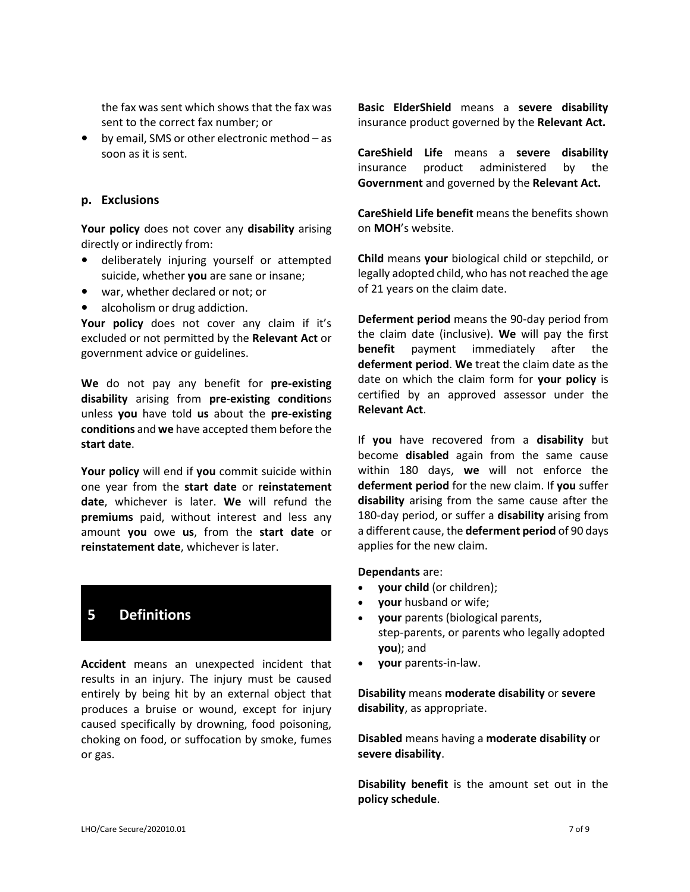the fax was sent which shows that the fax was sent to the correct fax number; or

- by email, SMS or other electronic method – as soon as it is sent.

### p. Exclusions

**Your policy** does not cover any **disability** arising directly or indirectly from:

- deliberately injuring yourself or attempted suicide, whether **you** are sane or insane;
- war, whether declared or not; or
- alcoholism or drug addiction.

**Your policy** does not cover any claim if it's excluded or not permitted by the **Relevant Act** or government advice or guidelines.

**We** do not pay any benefit for **pre-existing disability** arising from **pre-existing condition**s unless **you** have told **us** about the **pre-existing conditions** and **we** have accepted them before the **start date**.

**Your policy** will end if **you** commit suicide within one year from the **start date** or **reinstatement date**, whichever is later. **We** will refund the **premiums** paid, without interest and less any amount **you** owe **us**, from the **start date** or **reinstatement date**, whichever is later.

## 5 Definitions

**Accident** means an unexpected incident that results in an injury. The injury must be caused entirely by being hit by an external object that produces a bruise or wound, except for injury caused specifically by drowning, food poisoning, choking on food, or suffocation by smoke, fumes or gas.

**Basic ElderShield** means a **severe disability** insurance product governed by the **Relevant Act.**

**CareShield Life** means a **severe disability** insurance product administered by the **Government** and governed by the **Relevant Act.**

**CareShield Life benefit** means the benefits shown on **MOH**'s website.

**Child** means **your** biological child or stepchild, or legally adopted child, who has not reached the age of 21 years on the claim date.

**Deferment period** means the 90-day period from the claim date (inclusive). **We** will pay the first **benefit** payment immediately after the **deferment period**. **We** treat the claim date as the date on which the claim form for **your policy** is certified by an approved assessor under the **Relevant Act**.

If **you** have recovered from a **disability** but become **disabled** again from the same cause within 180 days, **we** will not enforce the **deferment period** for the new claim. If **you** suffer **disability** arising from the same cause after the 180-day period, or suffer a **disability** arising from a different cause, the **deferment period** of 90 days applies for the new claim.

**Dependants** are:

- **your child** (or children);
- **your** husband or wife;
- **your** parents (biological parents, step-parents, or parents who legally adopted **you**); and
- **your** parents-in-law.

**Disability** means **moderate disability** or **severe disability**, as appropriate.

**Disabled** means having a **moderate disability** or **severe disability**.

**Disability benefit** is the amount set out in the **policy schedule**.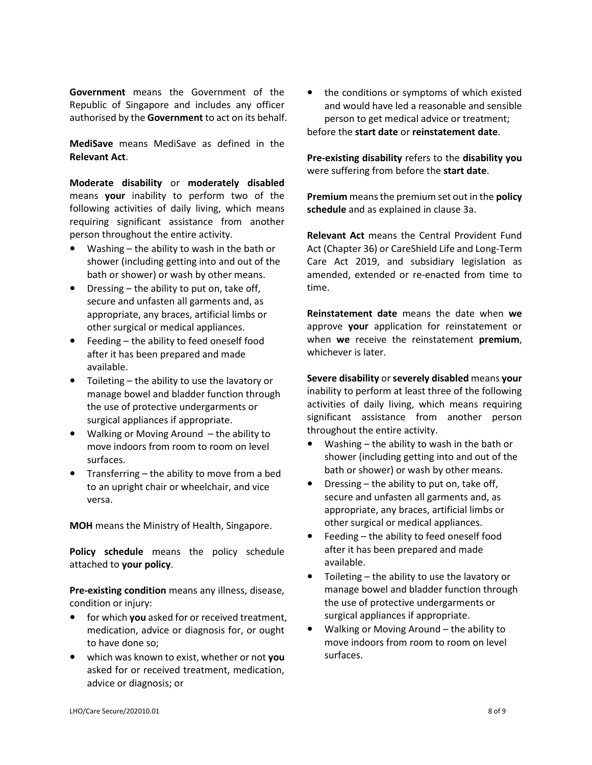**Government** means the Government of the Republic of Singapore and includes any officer authorised by the **Government** to act on its behalf.

**MediSave** means MediSave as defined in the **Relevant Act**.

**Moderate disability** or **moderately disabled** means **your** inability to perform two of the following activities of daily living, which means requiring significant assistance from another person throughout the entire activity.

- Washing – the ability to wash in the bath or shower (including getting into and out of the bath or shower) or wash by other means.
- Dressing – the ability to put on, take off, secure and unfasten all garments and, as appropriate, any braces, artificial limbs or other surgical or medical appliances.
- Feeding – the ability to feed oneself food after it has been prepared and made available.
- Toileting – the ability to use the lavatory or manage bowel and bladder function through the use of protective undergarments or surgical appliances if appropriate.
- Walking or Moving Around – the ability to move indoors from room to room on level surfaces.
- Transferring – the ability to move from a bed to an upright chair or wheelchair, and vice versa.

**MOH** means the Ministry of Health, Singapore.

**Policy schedule** means the policy schedule attached to **your policy**.

**Pre-existing condition** means any illness, disease, condition or injury:

- for which **you** asked for or received treatment, medication, advice or diagnosis for, or ought to have done so;
- which was known to exist, whether or not **you** asked for or received treatment, medication, advice or diagnosis; or
- the conditions or symptoms of which existed and would have led a reasonable and sensible person to get medical advice or treatment;

before the **start date** or **reinstatement date**.

**Pre-existing disability** refers to the **disability you** were suffering from before the **start date**.

**Premium** means the premium set out in the **policy schedule** and as explained in clause 3a.

**Relevant Act** means the Central Provident Fund Act (Chapter 36) or CareShield Life and Long-Term Care Act 2019, and subsidiary legislation as amended, extended or re-enacted from time to time.

**Reinstatement date** means the date when **we** approve **your** application for reinstatement or when **we** receive the reinstatement **premium**, whichever is later.

**Severe disability** or **severely disabled** means **your** inability to perform at least three of the following activities of daily living, which means requiring significant assistance from another person throughout the entire activity.

- Washing – the ability to wash in the bath or shower (including getting into and out of the bath or shower) or wash by other means.
- Dressing – the ability to put on, take off, secure and unfasten all garments and, as appropriate, any braces, artificial limbs or other surgical or medical appliances.
- Feeding – the ability to feed oneself food after it has been prepared and made available.
- Toileting – the ability to use the lavatory or manage bowel and bladder function through the use of protective undergarments or surgical appliances if appropriate.
- Walking or Moving Around – the ability to move indoors from room to room on level surfaces.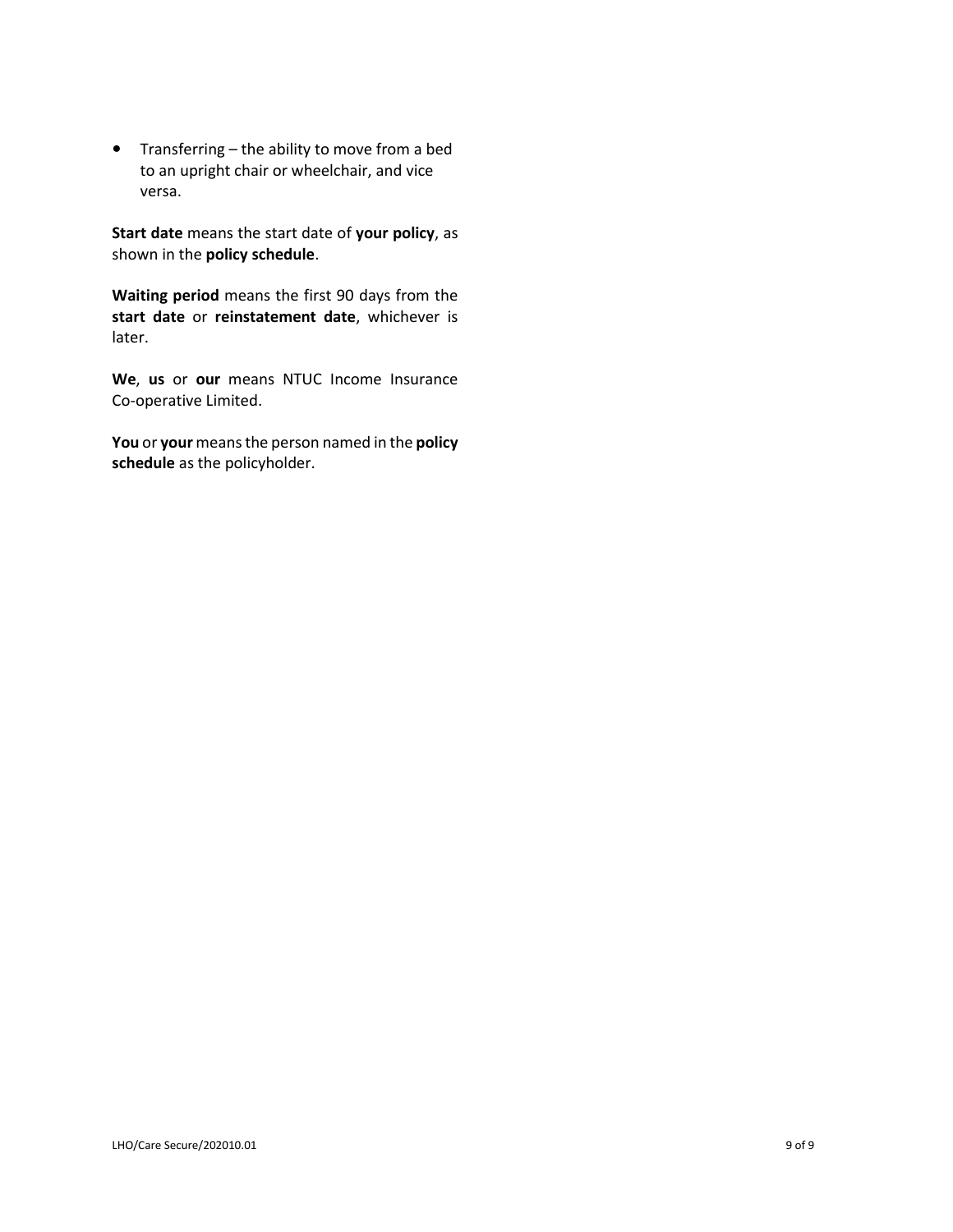- Transferring – the ability to move from a bed to an upright chair or wheelchair, and vice versa.

**Start date** means the start date of **your policy**, as shown in the **policy schedule**.

**Waiting period** means the first 90 days from the **start date** or **reinstatement date**, whichever is later.

**We**, **us** or **our** means NTUC Income Insurance Co-operative Limited.

**You** or **your** means the person named in the **policy schedule** as the policyholder.